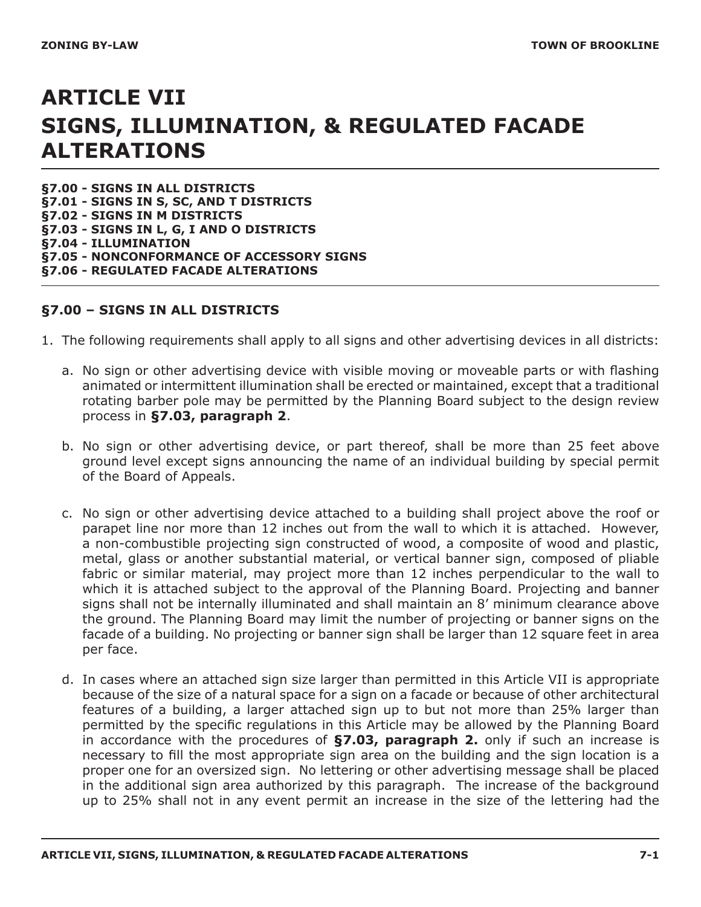# ARTICLE VII
# SIGNS, ILLUMINATION, & REGULATED FACADE ALTERATIONS

**§7.00 - SIGNS IN ALL DISTRICTS**
**§7.01 - SIGNS IN S, SC, AND T DISTRICTS**
**§7.02 - SIGNS IN M DISTRICTS**
**§7.03 - SIGNS IN L, G, I AND O DISTRICTS**
**§7.04 - ILLUMINATION**
**§7.05 - NONCONFORMANCE OF ACCESSORY SIGNS**
**§7.06 - REGULATED FACADE ALTERATIONS**

## §7.00 – SIGNS IN ALL DISTRICTS

1. The following requirements shall apply to all signs and other advertising devices in all districts:

   a. No sign or other advertising device with visible moving or moveable parts or with flashing animated or intermittent illumination shall be erected or maintained, except that a traditional rotating barber pole may be permitted by the Planning Board subject to the design review process in **§7.03, paragraph 2**.

   b. No sign or other advertising device, or part thereof, shall be more than 25 feet above ground level except signs announcing the name of an individual building by special permit of the Board of Appeals.

   c. No sign or other advertising device attached to a building shall project above the roof or parapet line nor more than 12 inches out from the wall to which it is attached. However, a non-combustible projecting sign constructed of wood, a composite of wood and plastic, metal, glass or another substantial material, or vertical banner sign, composed of pliable fabric or similar material, may project more than 12 inches perpendicular to the wall to which it is attached subject to the approval of the Planning Board. Projecting and banner signs shall not be internally illuminated and shall maintain an 8' minimum clearance above the ground. The Planning Board may limit the number of projecting or banner signs on the facade of a building. No projecting or banner sign shall be larger than 12 square feet in area per face.

   d. In cases where an attached sign size larger than permitted in this Article VII is appropriate because of the size of a natural space for a sign on a facade or because of other architectural features of a building, a larger attached sign up to but not more than 25% larger than permitted by the specific regulations in this Article may be allowed by the Planning Board in accordance with the procedures of **§7.03, paragraph 2.** only if such an increase is necessary to fill the most appropriate sign area on the building and the sign location is a proper one for an oversized sign. No lettering or other advertising message shall be placed in the additional sign area authorized by this paragraph. The increase of the background up to 25% shall not in any event permit an increase in the size of the lettering had the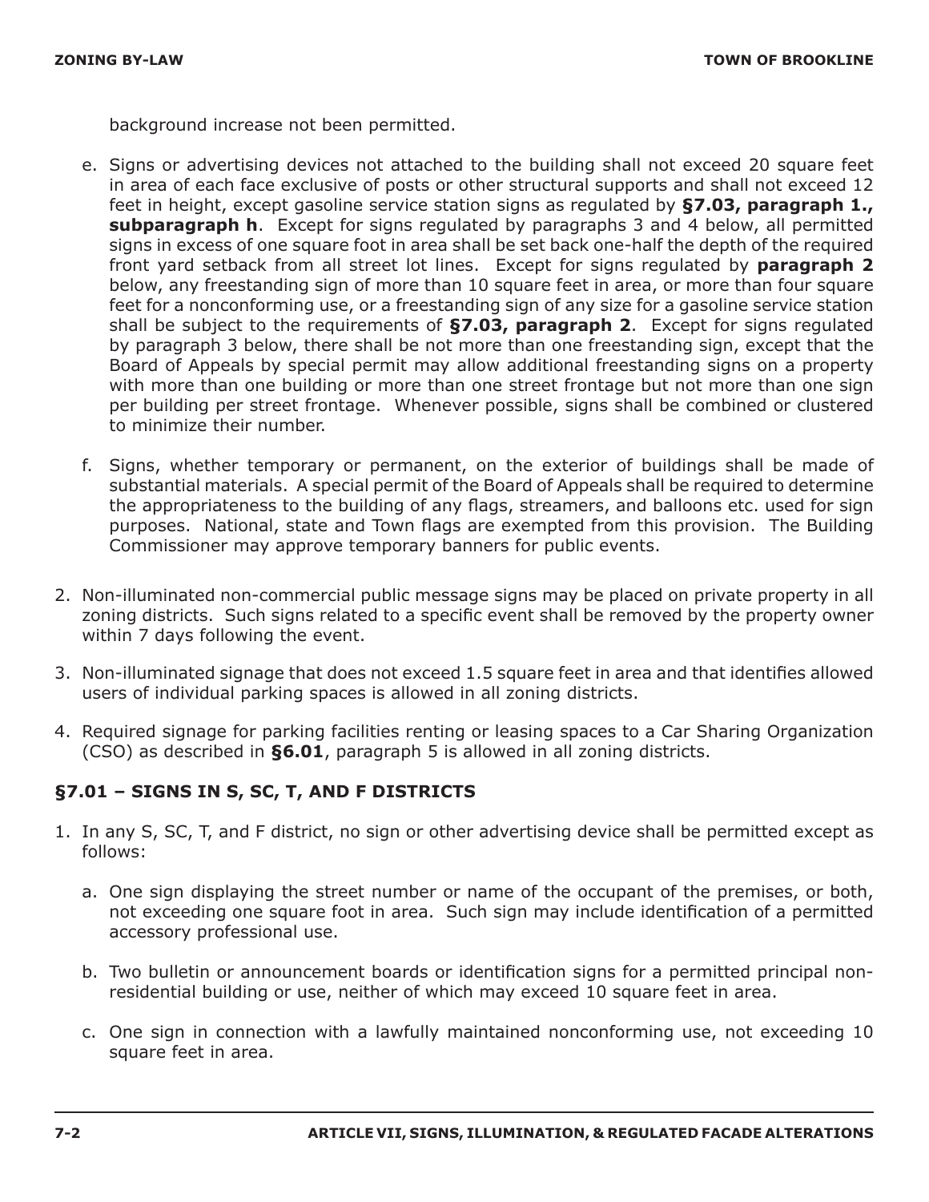background increase not been permitted.

e. Signs or advertising devices not attached to the building shall not exceed 20 square feet in area of each face exclusive of posts or other structural supports and shall not exceed 12 feet in height, except gasoline service station signs as regulated by **§7.03, paragraph 1., subparagraph h**. Except for signs regulated by paragraphs 3 and 4 below, all permitted signs in excess of one square foot in area shall be set back one-half the depth of the required front yard setback from all street lot lines. Except for signs regulated by **paragraph 2** below, any freestanding sign of more than 10 square feet in area, or more than four square feet for a nonconforming use, or a freestanding sign of any size for a gasoline service station shall be subject to the requirements of **§7.03, paragraph 2**. Except for signs regulated by paragraph 3 below, there shall be not more than one freestanding sign, except that the Board of Appeals by special permit may allow additional freestanding signs on a property with more than one building or more than one street frontage but not more than one sign per building per street frontage. Whenever possible, signs shall be combined or clustered to minimize their number.

f. Signs, whether temporary or permanent, on the exterior of buildings shall be made of substantial materials. A special permit of the Board of Appeals shall be required to determine the appropriateness to the building of any flags, streamers, and balloons etc. used for sign purposes. National, state and Town flags are exempted from this provision. The Building Commissioner may approve temporary banners for public events.

2. Non-illuminated non-commercial public message signs may be placed on private property in all zoning districts. Such signs related to a specific event shall be removed by the property owner within 7 days following the event.

3. Non-illuminated signage that does not exceed 1.5 square feet in area and that identifies allowed users of individual parking spaces is allowed in all zoning districts.

4. Required signage for parking facilities renting or leasing spaces to a Car Sharing Organization (CSO) as described in **§6.01**, paragraph 5 is allowed in all zoning districts.

## §7.01 – SIGNS IN S, SC, T, AND F DISTRICTS

1. In any S, SC, T, and F district, no sign or other advertising device shall be permitted except as follows:

   a. One sign displaying the street number or name of the occupant of the premises, or both, not exceeding one square foot in area. Such sign may include identification of a permitted accessory professional use.

   b. Two bulletin or announcement boards or identification signs for a permitted principal non-residential building or use, neither of which may exceed 10 square feet in area.

   c. One sign in connection with a lawfully maintained nonconforming use, not exceeding 10 square feet in area.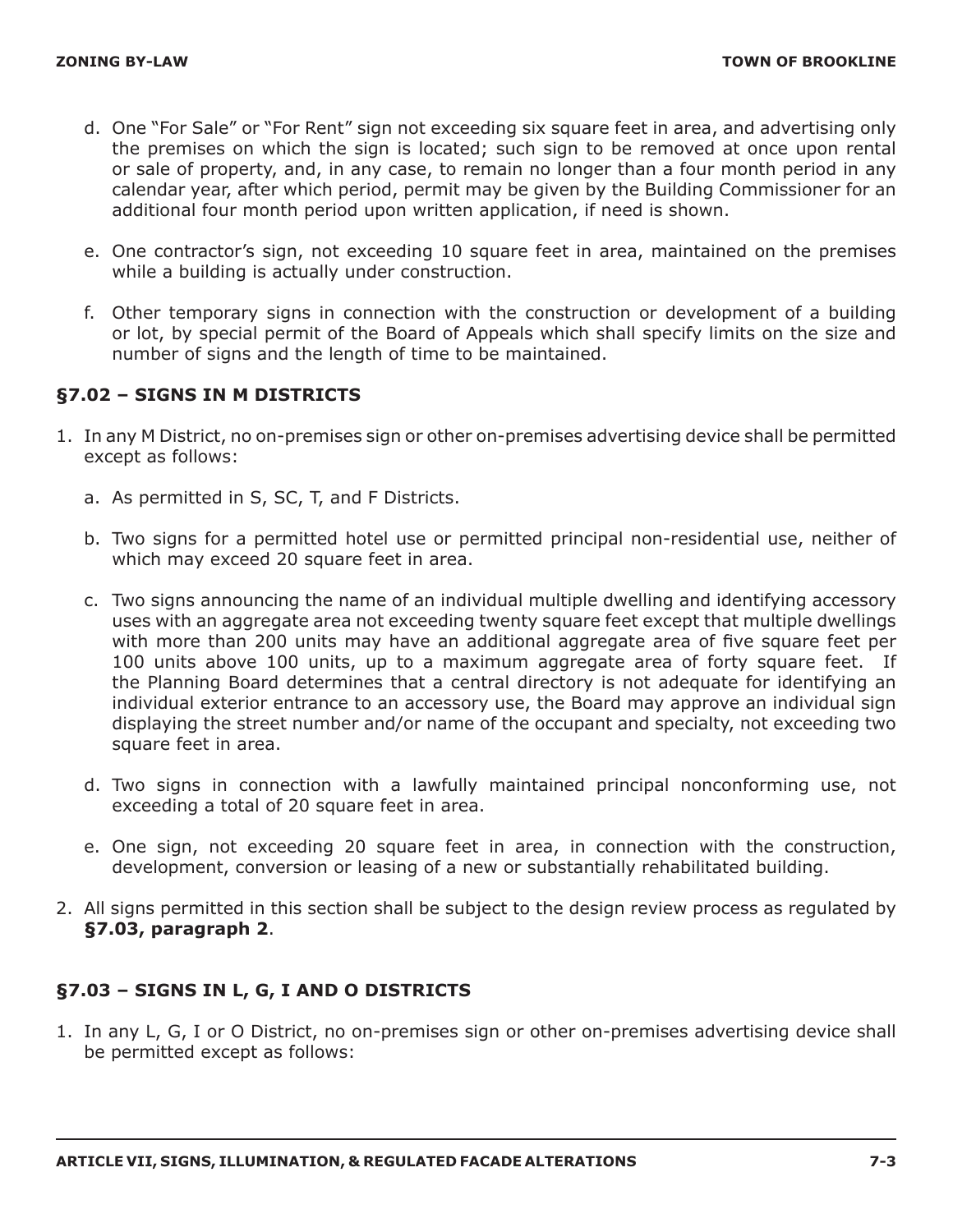d. One "For Sale" or "For Rent" sign not exceeding six square feet in area, and advertising only the premises on which the sign is located; such sign to be removed at once upon rental or sale of property, and, in any case, to remain no longer than a four month period in any calendar year, after which period, permit may be given by the Building Commissioner for an additional four month period upon written application, if need is shown.

e. One contractor's sign, not exceeding 10 square feet in area, maintained on the premises while a building is actually under construction.

f. Other temporary signs in connection with the construction or development of a building or lot, by special permit of the Board of Appeals which shall specify limits on the size and number of signs and the length of time to be maintained.

### §7.02 – SIGNS IN M DISTRICTS

1. In any M District, no on-premises sign or other on-premises advertising device shall be permitted except as follows:

   a. As permitted in S, SC, T, and F Districts.

   b. Two signs for a permitted hotel use or permitted principal non-residential use, neither of which may exceed 20 square feet in area.

   c. Two signs announcing the name of an individual multiple dwelling and identifying accessory uses with an aggregate area not exceeding twenty square feet except that multiple dwellings with more than 200 units may have an additional aggregate area of five square feet per 100 units above 100 units, up to a maximum aggregate area of forty square feet. If the Planning Board determines that a central directory is not adequate for identifying an individual exterior entrance to an accessory use, the Board may approve an individual sign displaying the street number and/or name of the occupant and specialty, not exceeding two square feet in area.

   d. Two signs in connection with a lawfully maintained principal nonconforming use, not exceeding a total of 20 square feet in area.

   e. One sign, not exceeding 20 square feet in area, in connection with the construction, development, conversion or leasing of a new or substantially rehabilitated building.

2. All signs permitted in this section shall be subject to the design review process as regulated by **§7.03, paragraph 2**.

### §7.03 – SIGNS IN L, G, I AND O DISTRICTS

1. In any L, G, I or O District, no on-premises sign or other on-premises advertising device shall be permitted except as follows: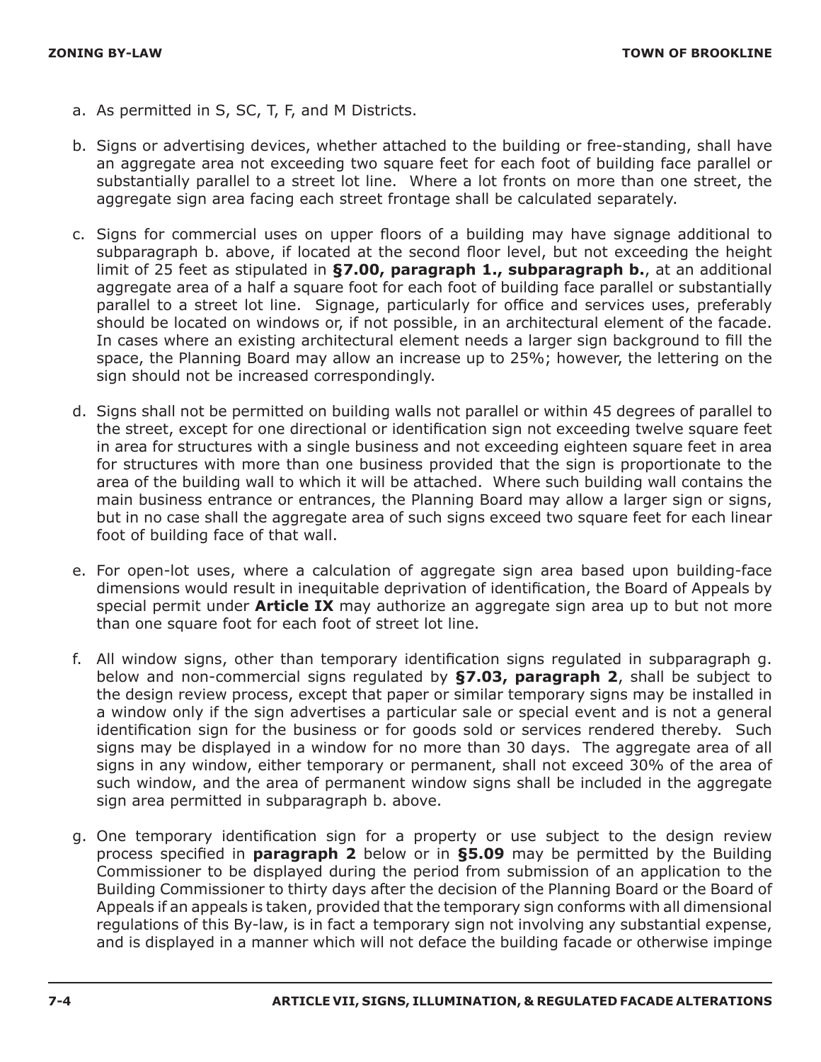a. As permitted in S, SC, T, F, and M Districts.

b. Signs or advertising devices, whether attached to the building or free-standing, shall have an aggregate area not exceeding two square feet for each foot of building face parallel or substantially parallel to a street lot line. Where a lot fronts on more than one street, the aggregate sign area facing each street frontage shall be calculated separately.

c. Signs for commercial uses on upper floors of a building may have signage additional to subparagraph b. above, if located at the second floor level, but not exceeding the height limit of 25 feet as stipulated in **§7.00, paragraph 1., subparagraph b.**, at an additional aggregate area of a half a square foot for each foot of building face parallel or substantially parallel to a street lot line. Signage, particularly for office and services uses, preferably should be located on windows or, if not possible, in an architectural element of the facade. In cases where an existing architectural element needs a larger sign background to fill the space, the Planning Board may allow an increase up to 25%; however, the lettering on the sign should not be increased correspondingly.

d. Signs shall not be permitted on building walls not parallel or within 45 degrees of parallel to the street, except for one directional or identification sign not exceeding twelve square feet in area for structures with a single business and not exceeding eighteen square feet in area for structures with more than one business provided that the sign is proportionate to the area of the building wall to which it will be attached. Where such building wall contains the main business entrance or entrances, the Planning Board may allow a larger sign or signs, but in no case shall the aggregate area of such signs exceed two square feet for each linear foot of building face of that wall.

e. For open-lot uses, where a calculation of aggregate sign area based upon building-face dimensions would result in inequitable deprivation of identification, the Board of Appeals by special permit under **Article IX** may authorize an aggregate sign area up to but not more than one square foot for each foot of street lot line.

f. All window signs, other than temporary identification signs regulated in subparagraph g. below and non-commercial signs regulated by **§7.03, paragraph 2**, shall be subject to the design review process, except that paper or similar temporary signs may be installed in a window only if the sign advertises a particular sale or special event and is not a general identification sign for the business or for goods sold or services rendered thereby. Such signs may be displayed in a window for no more than 30 days. The aggregate area of all signs in any window, either temporary or permanent, shall not exceed 30% of the area of such window, and the area of permanent window signs shall be included in the aggregate sign area permitted in subparagraph b. above.

g. One temporary identification sign for a property or use subject to the design review process specified in **paragraph 2** below or in **§5.09** may be permitted by the Building Commissioner to be displayed during the period from submission of an application to the Building Commissioner to thirty days after the decision of the Planning Board or the Board of Appeals if an appeals is taken, provided that the temporary sign conforms with all dimensional regulations of this By-law, is in fact a temporary sign not involving any substantial expense, and is displayed in a manner which will not deface the building facade or otherwise impinge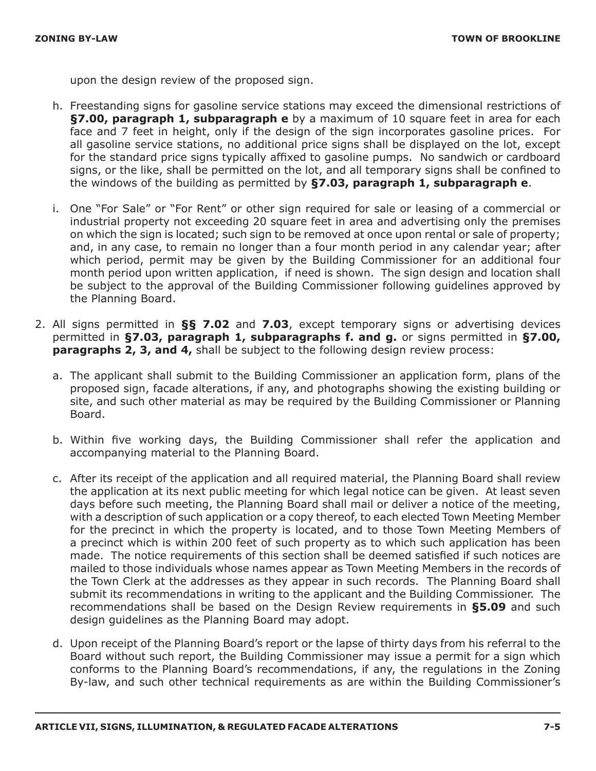upon the design review of the proposed sign.

h. Freestanding signs for gasoline service stations may exceed the dimensional restrictions of **§7.00, paragraph 1, subparagraph e** by a maximum of 10 square feet in area for each face and 7 feet in height, only if the design of the sign incorporates gasoline prices. For all gasoline service stations, no additional price signs shall be displayed on the lot, except for the standard price signs typically affixed to gasoline pumps. No sandwich or cardboard signs, or the like, shall be permitted on the lot, and all temporary signs shall be confined to the windows of the building as permitted by **§7.03, paragraph 1, subparagraph e**.

i. One "For Sale" or "For Rent" or other sign required for sale or leasing of a commercial or industrial property not exceeding 20 square feet in area and advertising only the premises on which the sign is located; such sign to be removed at once upon rental or sale of property; and, in any case, to remain no longer than a four month period in any calendar year; after which period, permit may be given by the Building Commissioner for an additional four month period upon written application, if need is shown. The sign design and location shall be subject to the approval of the Building Commissioner following guidelines approved by the Planning Board.

2. All signs permitted in **§§ 7.02** and **7.03**, except temporary signs or advertising devices permitted in **§7.03, paragraph 1, subparagraphs f. and g.** or signs permitted in **§7.00, paragraphs 2, 3, and 4,** shall be subject to the following design review process:

   a. The applicant shall submit to the Building Commissioner an application form, plans of the proposed sign, facade alterations, if any, and photographs showing the existing building or site, and such other material as may be required by the Building Commissioner or Planning Board.

   b. Within five working days, the Building Commissioner shall refer the application and accompanying material to the Planning Board.

   c. After its receipt of the application and all required material, the Planning Board shall review the application at its next public meeting for which legal notice can be given. At least seven days before such meeting, the Planning Board shall mail or deliver a notice of the meeting, with a description of such application or a copy thereof, to each elected Town Meeting Member for the precinct in which the property is located, and to those Town Meeting Members of a precinct which is within 200 feet of such property as to which such application has been made. The notice requirements of this section shall be deemed satisfied if such notices are mailed to those individuals whose names appear as Town Meeting Members in the records of the Town Clerk at the addresses as they appear in such records. The Planning Board shall submit its recommendations in writing to the applicant and the Building Commissioner. The recommendations shall be based on the Design Review requirements in **§5.09** and such design guidelines as the Planning Board may adopt.

   d. Upon receipt of the Planning Board's report or the lapse of thirty days from his referral to the Board without such report, the Building Commissioner may issue a permit for a sign which conforms to the Planning Board's recommendations, if any, the regulations in the Zoning By-law, and such other technical requirements as are within the Building Commissioner's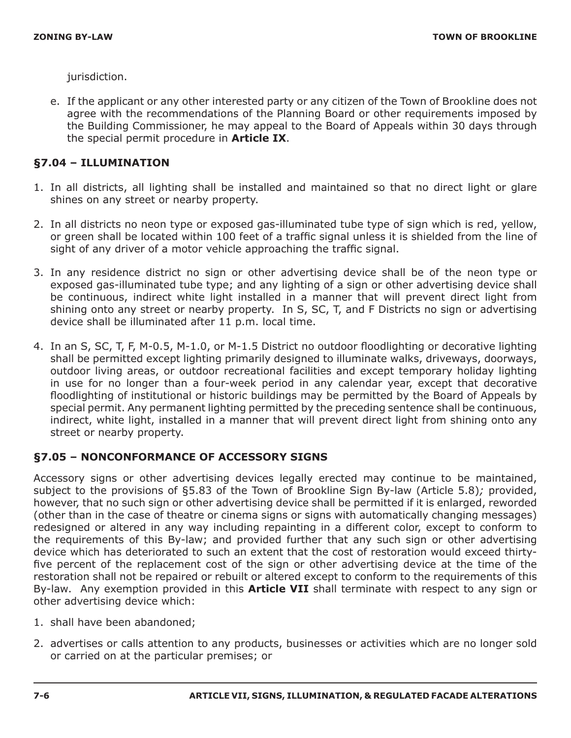jurisdiction.

e. If the applicant or any other interested party or any citizen of the Town of Brookline does not agree with the recommendations of the Planning Board or other requirements imposed by the Building Commissioner, he may appeal to the Board of Appeals within 30 days through the special permit procedure in **Article IX**.

## §7.04 – ILLUMINATION

1. In all districts, all lighting shall be installed and maintained so that no direct light or glare shines on any street or nearby property.

2. In all districts no neon type or exposed gas-illuminated tube type of sign which is red, yellow, or green shall be located within 100 feet of a traffic signal unless it is shielded from the line of sight of any driver of a motor vehicle approaching the traffic signal.

3. In any residence district no sign or other advertising device shall be of the neon type or exposed gas-illuminated tube type; and any lighting of a sign or other advertising device shall be continuous, indirect white light installed in a manner that will prevent direct light from shining onto any street or nearby property. In S, SC, T, and F Districts no sign or advertising device shall be illuminated after 11 p.m. local time.

4. In an S, SC, T, F, M-0.5, M-1.0, or M-1.5 District no outdoor floodlighting or decorative lighting shall be permitted except lighting primarily designed to illuminate walks, driveways, doorways, outdoor living areas, or outdoor recreational facilities and except temporary holiday lighting in use for no longer than a four-week period in any calendar year, except that decorative floodlighting of institutional or historic buildings may be permitted by the Board of Appeals by special permit. Any permanent lighting permitted by the preceding sentence shall be continuous, indirect, white light, installed in a manner that will prevent direct light from shining onto any street or nearby property.

## §7.05 – NONCONFORMANCE OF ACCESSORY SIGNS

Accessory signs or other advertising devices legally erected may continue to be maintained, subject to the provisions of §5.83 of the Town of Brookline Sign By-law (Article 5.8)*;* provided, however, that no such sign or other advertising device shall be permitted if it is enlarged, reworded (other than in the case of theatre or cinema signs or signs with automatically changing messages) redesigned or altered in any way including repainting in a different color, except to conform to the requirements of this By-law; and provided further that any such sign or other advertising device which has deteriorated to such an extent that the cost of restoration would exceed thirty-five percent of the replacement cost of the sign or other advertising device at the time of the restoration shall not be repaired or rebuilt or altered except to conform to the requirements of this By-law. Any exemption provided in this **Article VII** shall terminate with respect to any sign or other advertising device which:

1. shall have been abandoned;

2. advertises or calls attention to any products, businesses or activities which are no longer sold or carried on at the particular premises; or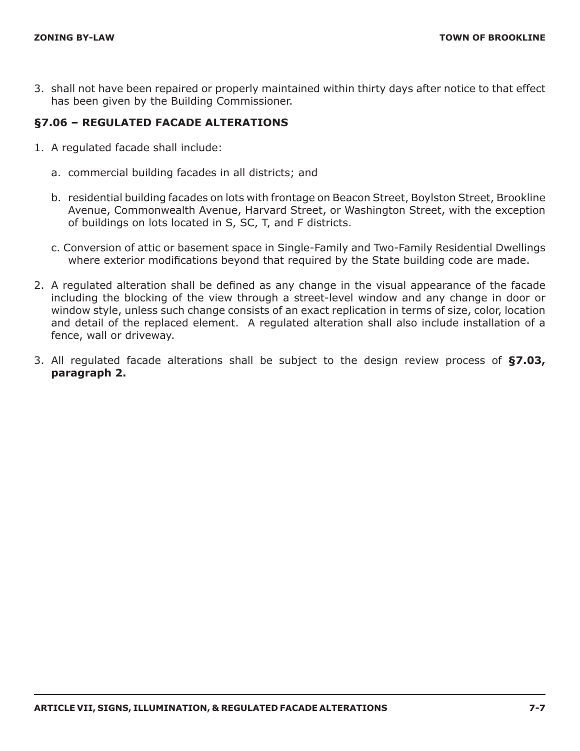3. shall not have been repaired or properly maintained within thirty days after notice to that effect has been given by the Building Commissioner.

### §7.06 – REGULATED FACADE ALTERATIONS

1. A regulated facade shall include:

   a. commercial building facades in all districts; and

   b. residential building facades on lots with frontage on Beacon Street, Boylston Street, Brookline Avenue, Commonwealth Avenue, Harvard Street, or Washington Street, with the exception of buildings on lots located in S, SC, T, and F districts.

   c. Conversion of attic or basement space in Single-Family and Two-Family Residential Dwellings where exterior modifications beyond that required by the State building code are made.

2. A regulated alteration shall be defined as any change in the visual appearance of the facade including the blocking of the view through a street-level window and any change in door or window style, unless such change consists of an exact replication in terms of size, color, location and detail of the replaced element. A regulated alteration shall also include installation of a fence, wall or driveway.

3. All regulated facade alterations shall be subject to the design review process of **§7.03, paragraph 2.**